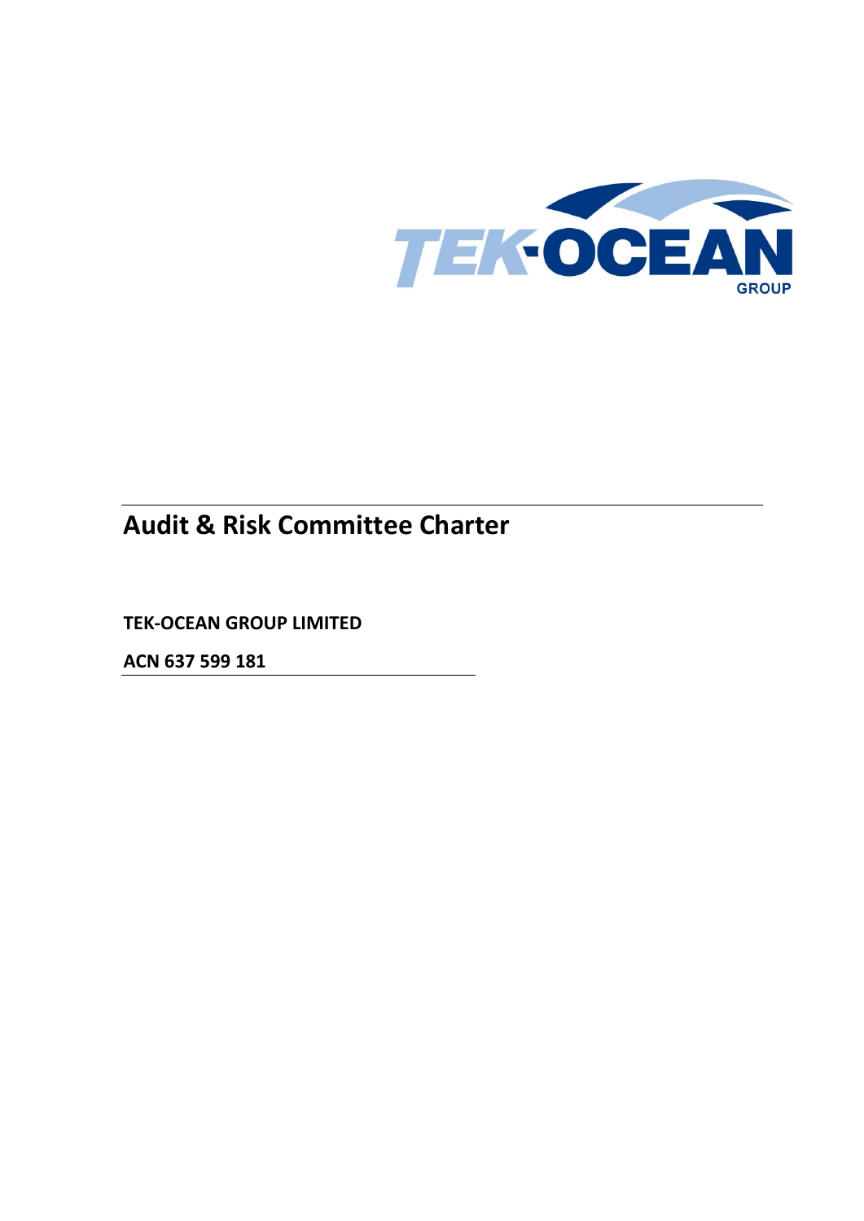# Audit & Risk Committee Charter

**TEK-OCEAN GROUP LIMITED**

**ACN 637 599 181**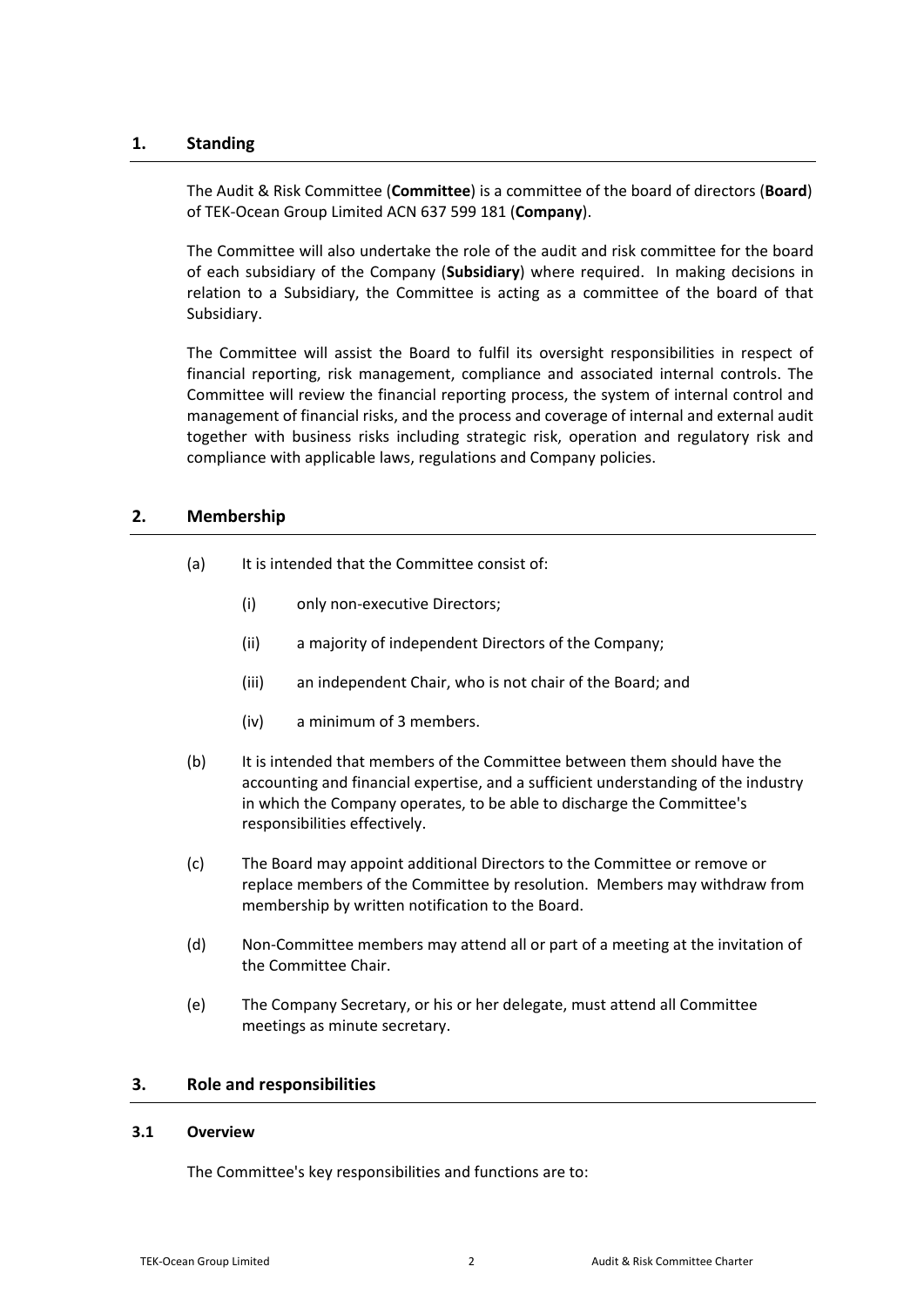## 1. Standing

The Audit & Risk Committee (**Committee**) is a committee of the board of directors (**Board**) of TEK-Ocean Group Limited ACN 637 599 181 (**Company**).

The Committee will also undertake the role of the audit and risk committee for the board of each subsidiary of the Company (**Subsidiary**) where required. In making decisions in relation to a Subsidiary, the Committee is acting as a committee of the board of that Subsidiary.

The Committee will assist the Board to fulfil its oversight responsibilities in respect of financial reporting, risk management, compliance and associated internal controls. The Committee will review the financial reporting process, the system of internal control and management of financial risks, and the process and coverage of internal and external audit together with business risks including strategic risk, operation and regulatory risk and compliance with applicable laws, regulations and Company policies.

## 2. Membership

(a) It is intended that the Committee consist of:

  (i) only non-executive Directors;

  (ii) a majority of independent Directors of the Company;

  (iii) an independent Chair, who is not chair of the Board; and

  (iv) a minimum of 3 members.

(b) It is intended that members of the Committee between them should have the accounting and financial expertise, and a sufficient understanding of the industry in which the Company operates, to be able to discharge the Committee's responsibilities effectively.

(c) The Board may appoint additional Directors to the Committee or remove or replace members of the Committee by resolution. Members may withdraw from membership by written notification to the Board.

(d) Non-Committee members may attend all or part of a meeting at the invitation of the Committee Chair.

(e) The Company Secretary, or his or her delegate, must attend all Committee meetings as minute secretary.

## 3. Role and responsibilities

### 3.1 Overview

The Committee's key responsibilities and functions are to: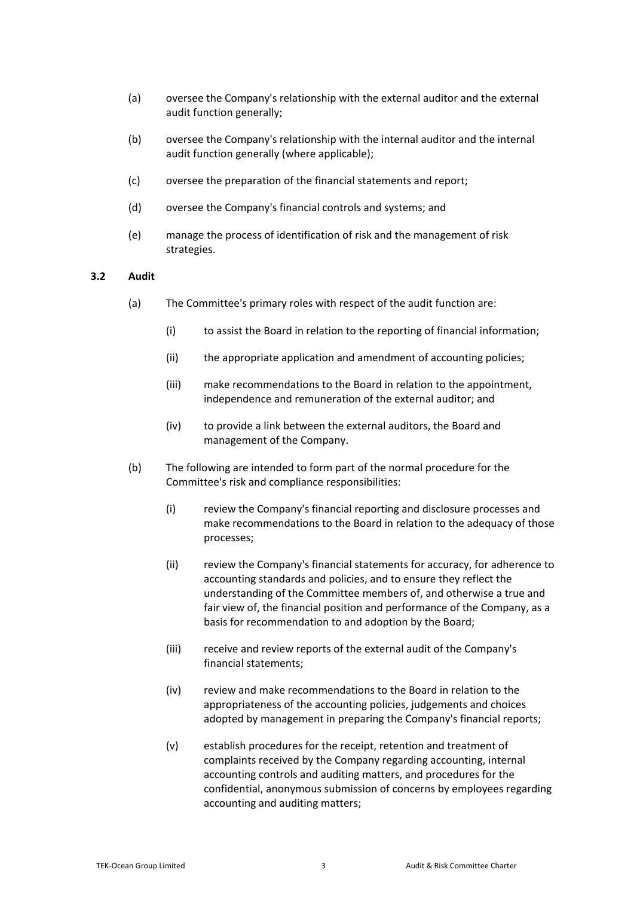(a) oversee the Company's relationship with the external auditor and the external audit function generally;

(b) oversee the Company's relationship with the internal auditor and the internal audit function generally (where applicable);

(c) oversee the preparation of the financial statements and report;

(d) oversee the Company's financial controls and systems; and

(e) manage the process of identification of risk and the management of risk strategies.

### 3.2 Audit

(a) The Committee's primary roles with respect of the audit function are:

  (i) to assist the Board in relation to the reporting of financial information;

  (ii) the appropriate application and amendment of accounting policies;

  (iii) make recommendations to the Board in relation to the appointment, independence and remuneration of the external auditor; and

  (iv) to provide a link between the external auditors, the Board and management of the Company.

(b) The following are intended to form part of the normal procedure for the Committee's risk and compliance responsibilities:

  (i) review the Company's financial reporting and disclosure processes and make recommendations to the Board in relation to the adequacy of those processes;

  (ii) review the Company's financial statements for accuracy, for adherence to accounting standards and policies, and to ensure they reflect the understanding of the Committee members of, and otherwise a true and fair view of, the financial position and performance of the Company, as a basis for recommendation to and adoption by the Board;

  (iii) receive and review reports of the external audit of the Company's financial statements;

  (iv) review and make recommendations to the Board in relation to the appropriateness of the accounting policies, judgements and choices adopted by management in preparing the Company's financial reports;

  (v) establish procedures for the receipt, retention and treatment of complaints received by the Company regarding accounting, internal accounting controls and auditing matters, and procedures for the confidential, anonymous submission of concerns by employees regarding accounting and auditing matters;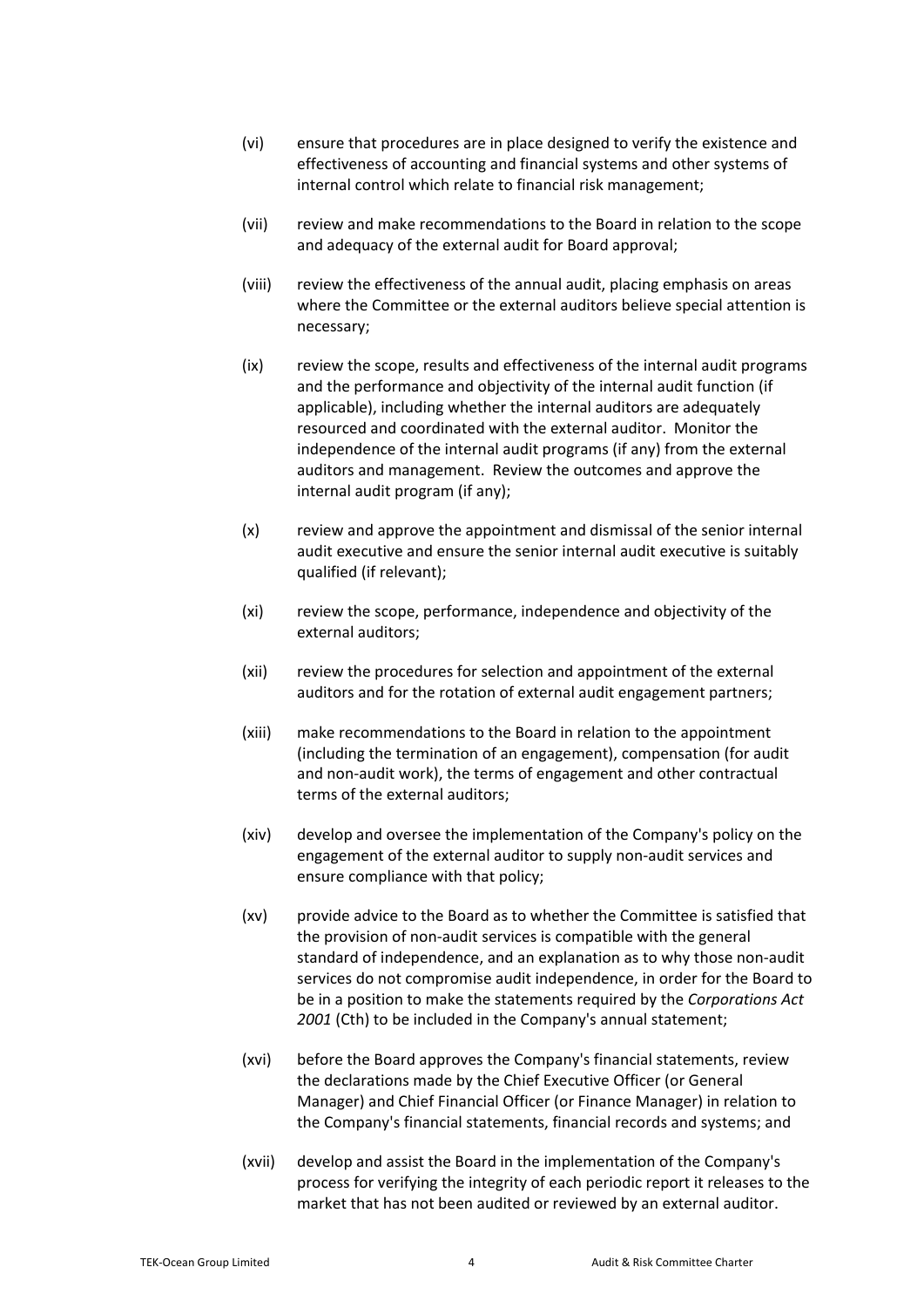(vi) ensure that procedures are in place designed to verify the existence and effectiveness of accounting and financial systems and other systems of internal control which relate to financial risk management;

(vii) review and make recommendations to the Board in relation to the scope and adequacy of the external audit for Board approval;

(viii) review the effectiveness of the annual audit, placing emphasis on areas where the Committee or the external auditors believe special attention is necessary;

(ix) review the scope, results and effectiveness of the internal audit programs and the performance and objectivity of the internal audit function (if applicable), including whether the internal auditors are adequately resourced and coordinated with the external auditor. Monitor the independence of the internal audit programs (if any) from the external auditors and management. Review the outcomes and approve the internal audit program (if any);

(x) review and approve the appointment and dismissal of the senior internal audit executive and ensure the senior internal audit executive is suitably qualified (if relevant);

(xi) review the scope, performance, independence and objectivity of the external auditors;

(xii) review the procedures for selection and appointment of the external auditors and for the rotation of external audit engagement partners;

(xiii) make recommendations to the Board in relation to the appointment (including the termination of an engagement), compensation (for audit and non-audit work), the terms of engagement and other contractual terms of the external auditors;

(xiv) develop and oversee the implementation of the Company's policy on the engagement of the external auditor to supply non-audit services and ensure compliance with that policy;

(xv) provide advice to the Board as to whether the Committee is satisfied that the provision of non-audit services is compatible with the general standard of independence, and an explanation as to why those non-audit services do not compromise audit independence, in order for the Board to be in a position to make the statements required by the *Corporations Act 2001* (Cth) to be included in the Company's annual statement;

(xvi) before the Board approves the Company's financial statements, review the declarations made by the Chief Executive Officer (or General Manager) and Chief Financial Officer (or Finance Manager) in relation to the Company's financial statements, financial records and systems; and

(xvii) develop and assist the Board in the implementation of the Company's process for verifying the integrity of each periodic report it releases to the market that has not been audited or reviewed by an external auditor.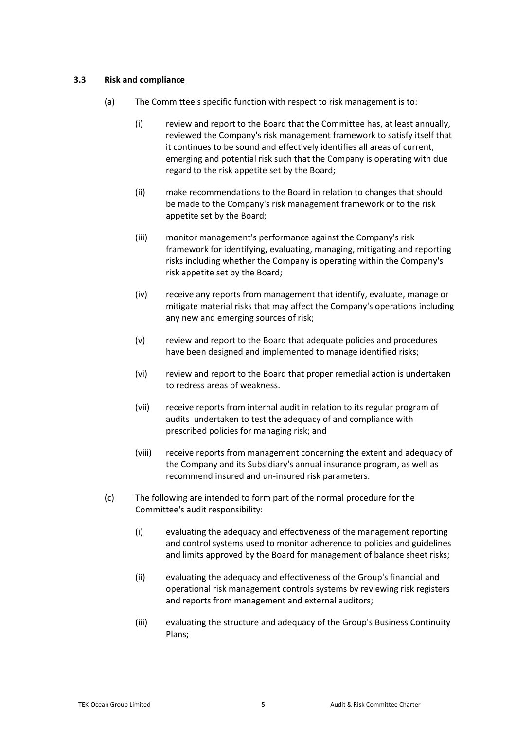### 3.3 Risk and compliance

(a) The Committee's specific function with respect to risk management is to:

(i) review and report to the Board that the Committee has, at least annually, reviewed the Company's risk management framework to satisfy itself that it continues to be sound and effectively identifies all areas of current, emerging and potential risk such that the Company is operating with due regard to the risk appetite set by the Board;

(ii) make recommendations to the Board in relation to changes that should be made to the Company's risk management framework or to the risk appetite set by the Board;

(iii) monitor management's performance against the Company's risk framework for identifying, evaluating, managing, mitigating and reporting risks including whether the Company is operating within the Company's risk appetite set by the Board;

(iv) receive any reports from management that identify, evaluate, manage or mitigate material risks that may affect the Company's operations including any new and emerging sources of risk;

(v) review and report to the Board that adequate policies and procedures have been designed and implemented to manage identified risks;

(vi) review and report to the Board that proper remedial action is undertaken to redress areas of weakness.

(vii) receive reports from internal audit in relation to its regular program of audits undertaken to test the adequacy of and compliance with prescribed policies for managing risk; and

(viii) receive reports from management concerning the extent and adequacy of the Company and its Subsidiary's annual insurance program, as well as recommend insured and un-insured risk parameters.

(c) The following are intended to form part of the normal procedure for the Committee's audit responsibility:

(i) evaluating the adequacy and effectiveness of the management reporting and control systems used to monitor adherence to policies and guidelines and limits approved by the Board for management of balance sheet risks;

(ii) evaluating the adequacy and effectiveness of the Group's financial and operational risk management controls systems by reviewing risk registers and reports from management and external auditors;

(iii) evaluating the structure and adequacy of the Group's Business Continuity Plans;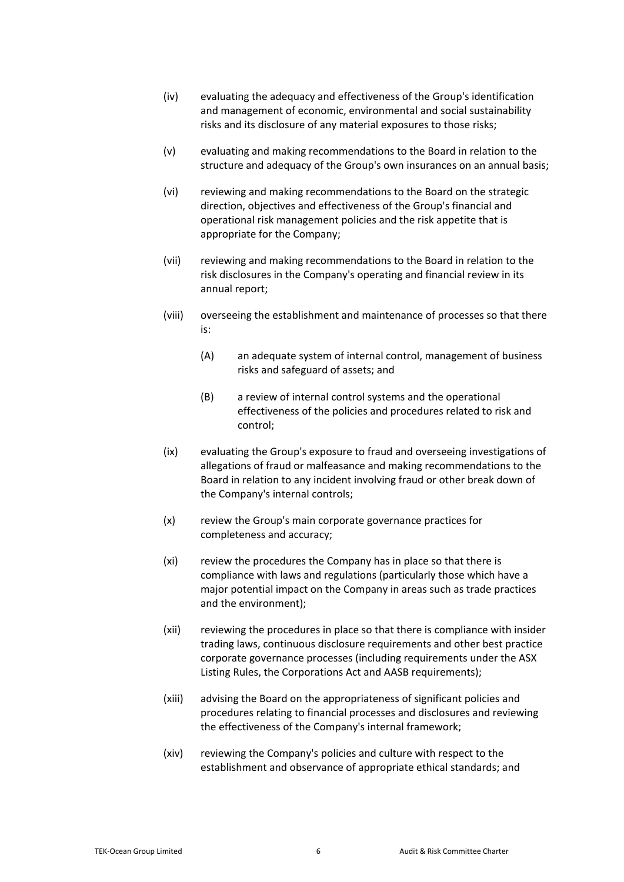(iv) evaluating the adequacy and effectiveness of the Group's identification and management of economic, environmental and social sustainability risks and its disclosure of any material exposures to those risks;

(v) evaluating and making recommendations to the Board in relation to the structure and adequacy of the Group's own insurances on an annual basis;

(vi) reviewing and making recommendations to the Board on the strategic direction, objectives and effectiveness of the Group's financial and operational risk management policies and the risk appetite that is appropriate for the Company;

(vii) reviewing and making recommendations to the Board in relation to the risk disclosures in the Company's operating and financial review in its annual report;

(viii) overseeing the establishment and maintenance of processes so that there is:

 (A) an adequate system of internal control, management of business risks and safeguard of assets; and

 (B) a review of internal control systems and the operational effectiveness of the policies and procedures related to risk and control;

(ix) evaluating the Group's exposure to fraud and overseeing investigations of allegations of fraud or malfeasance and making recommendations to the Board in relation to any incident involving fraud or other break down of the Company's internal controls;

(x) review the Group's main corporate governance practices for completeness and accuracy;

(xi) review the procedures the Company has in place so that there is compliance with laws and regulations (particularly those which have a major potential impact on the Company in areas such as trade practices and the environment);

(xii) reviewing the procedures in place so that there is compliance with insider trading laws, continuous disclosure requirements and other best practice corporate governance processes (including requirements under the ASX Listing Rules, the Corporations Act and AASB requirements);

(xiii) advising the Board on the appropriateness of significant policies and procedures relating to financial processes and disclosures and reviewing the effectiveness of the Company's internal framework;

(xiv) reviewing the Company's policies and culture with respect to the establishment and observance of appropriate ethical standards; and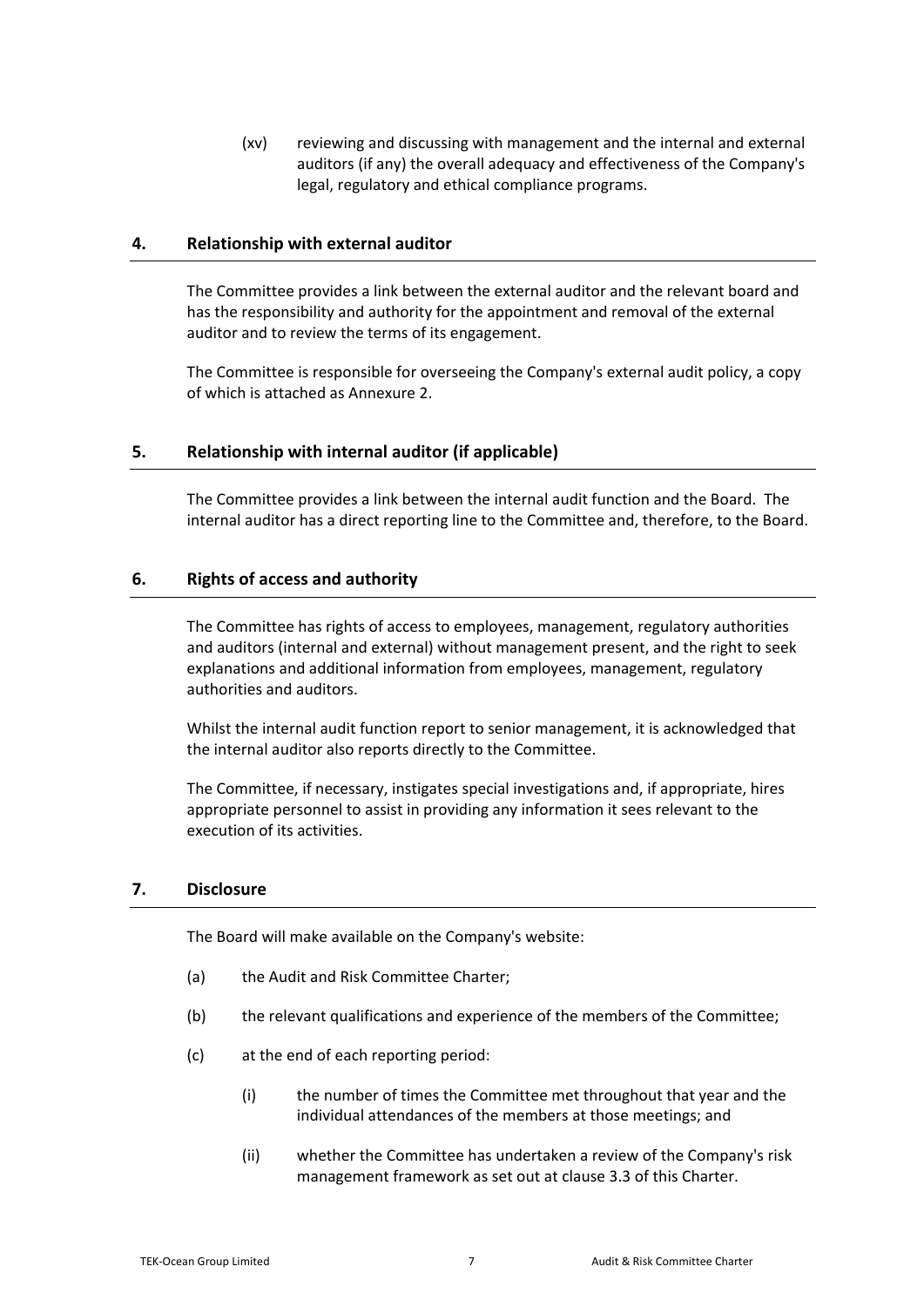(xv) reviewing and discussing with management and the internal and external auditors (if any) the overall adequacy and effectiveness of the Company's legal, regulatory and ethical compliance programs.

## 4. Relationship with external auditor

The Committee provides a link between the external auditor and the relevant board and has the responsibility and authority for the appointment and removal of the external auditor and to review the terms of its engagement.

The Committee is responsible for overseeing the Company's external audit policy, a copy of which is attached as Annexure 2.

## 5. Relationship with internal auditor (if applicable)

The Committee provides a link between the internal audit function and the Board. The internal auditor has a direct reporting line to the Committee and, therefore, to the Board.

## 6. Rights of access and authority

The Committee has rights of access to employees, management, regulatory authorities and auditors (internal and external) without management present, and the right to seek explanations and additional information from employees, management, regulatory authorities and auditors.

Whilst the internal audit function report to senior management, it is acknowledged that the internal auditor also reports directly to the Committee.

The Committee, if necessary, instigates special investigations and, if appropriate, hires appropriate personnel to assist in providing any information it sees relevant to the execution of its activities.

## 7. Disclosure

The Board will make available on the Company's website:

(a) the Audit and Risk Committee Charter;

(b) the relevant qualifications and experience of the members of the Committee;

(c) at the end of each reporting period:

 (i) the number of times the Committee met throughout that year and the individual attendances of the members at those meetings; and

 (ii) whether the Committee has undertaken a review of the Company's risk management framework as set out at clause 3.3 of this Charter.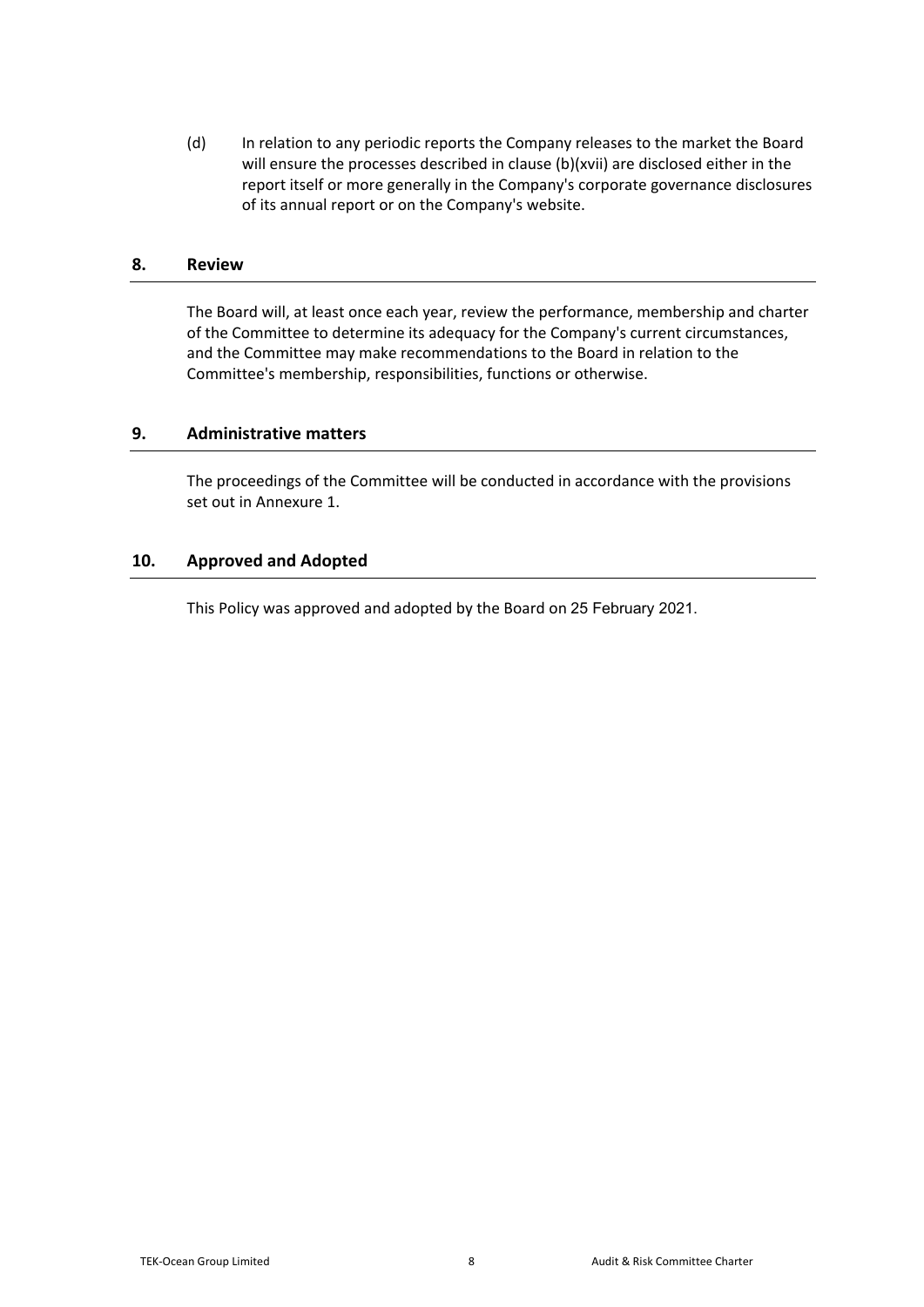(d) In relation to any periodic reports the Company releases to the market the Board will ensure the processes described in clause (b)(xvii) are disclosed either in the report itself or more generally in the Company's corporate governance disclosures of its annual report or on the Company's website.

## 8. Review

The Board will, at least once each year, review the performance, membership and charter of the Committee to determine its adequacy for the Company's current circumstances, and the Committee may make recommendations to the Board in relation to the Committee's membership, responsibilities, functions or otherwise.

## 9. Administrative matters

The proceedings of the Committee will be conducted in accordance with the provisions set out in Annexure 1.

## 10. Approved and Adopted

This Policy was approved and adopted by the Board on 25 February 2021.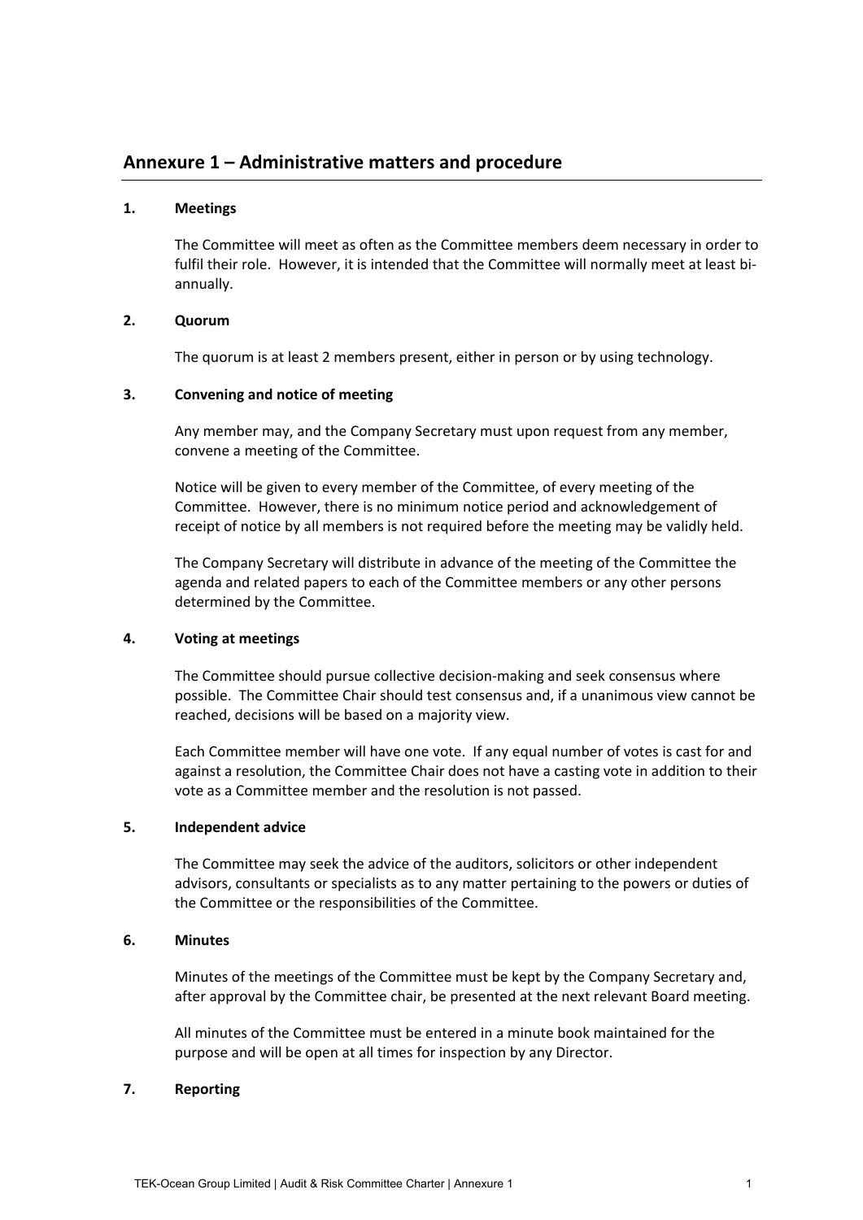## Annexure 1 – Administrative matters and procedure

### 1. Meetings

The Committee will meet as often as the Committee members deem necessary in order to fulfil their role. However, it is intended that the Committee will normally meet at least bi-annually.

### 2. Quorum

The quorum is at least 2 members present, either in person or by using technology.

### 3. Convening and notice of meeting

Any member may, and the Company Secretary must upon request from any member, convene a meeting of the Committee.

Notice will be given to every member of the Committee, of every meeting of the Committee. However, there is no minimum notice period and acknowledgement of receipt of notice by all members is not required before the meeting may be validly held.

The Company Secretary will distribute in advance of the meeting of the Committee the agenda and related papers to each of the Committee members or any other persons determined by the Committee.

### 4. Voting at meetings

The Committee should pursue collective decision-making and seek consensus where possible. The Committee Chair should test consensus and, if a unanimous view cannot be reached, decisions will be based on a majority view.

Each Committee member will have one vote. If any equal number of votes is cast for and against a resolution, the Committee Chair does not have a casting vote in addition to their vote as a Committee member and the resolution is not passed.

### 5. Independent advice

The Committee may seek the advice of the auditors, solicitors or other independent advisors, consultants or specialists as to any matter pertaining to the powers or duties of the Committee or the responsibilities of the Committee.

### 6. Minutes

Minutes of the meetings of the Committee must be kept by the Company Secretary and, after approval by the Committee chair, be presented at the next relevant Board meeting.

All minutes of the Committee must be entered in a minute book maintained for the purpose and will be open at all times for inspection by any Director.

### 7. Reporting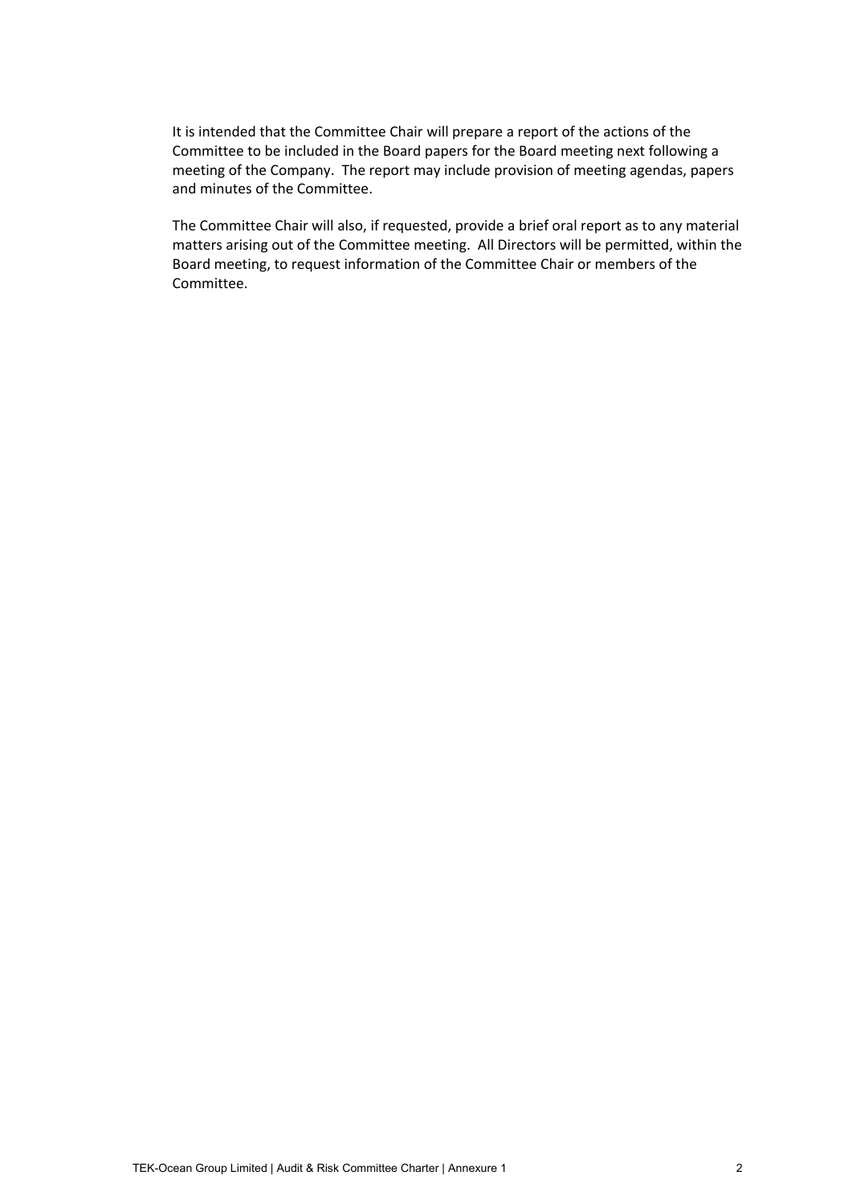It is intended that the Committee Chair will prepare a report of the actions of the Committee to be included in the Board papers for the Board meeting next following a meeting of the Company. The report may include provision of meeting agendas, papers and minutes of the Committee.

The Committee Chair will also, if requested, provide a brief oral report as to any material matters arising out of the Committee meeting. All Directors will be permitted, within the Board meeting, to request information of the Committee Chair or members of the Committee.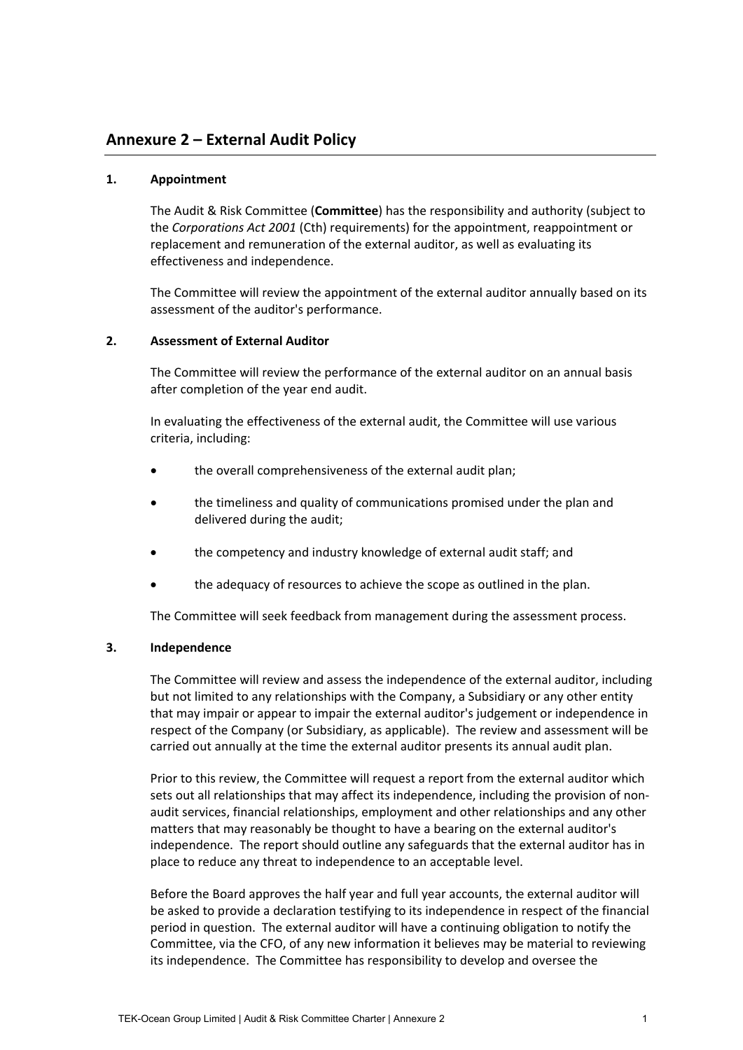## Annexure 2 – External Audit Policy

### 1. Appointment

The Audit & Risk Committee (**Committee**) has the responsibility and authority (subject to the *Corporations Act 2001* (Cth) requirements) for the appointment, reappointment or replacement and remuneration of the external auditor, as well as evaluating its effectiveness and independence.

The Committee will review the appointment of the external auditor annually based on its assessment of the auditor's performance.

### 2. Assessment of External Auditor

The Committee will review the performance of the external auditor on an annual basis after completion of the year end audit.

In evaluating the effectiveness of the external audit, the Committee will use various criteria, including:

- the overall comprehensiveness of the external audit plan;
- the timeliness and quality of communications promised under the plan and delivered during the audit;
- the competency and industry knowledge of external audit staff; and
- the adequacy of resources to achieve the scope as outlined in the plan.

The Committee will seek feedback from management during the assessment process.

### 3. Independence

The Committee will review and assess the independence of the external auditor, including but not limited to any relationships with the Company, a Subsidiary or any other entity that may impair or appear to impair the external auditor's judgement or independence in respect of the Company (or Subsidiary, as applicable). The review and assessment will be carried out annually at the time the external auditor presents its annual audit plan.

Prior to this review, the Committee will request a report from the external auditor which sets out all relationships that may affect its independence, including the provision of non-audit services, financial relationships, employment and other relationships and any other matters that may reasonably be thought to have a bearing on the external auditor's independence. The report should outline any safeguards that the external auditor has in place to reduce any threat to independence to an acceptable level.

Before the Board approves the half year and full year accounts, the external auditor will be asked to provide a declaration testifying to its independence in respect of the financial period in question. The external auditor will have a continuing obligation to notify the Committee, via the CFO, of any new information it believes may be material to reviewing its independence. The Committee has responsibility to develop and oversee the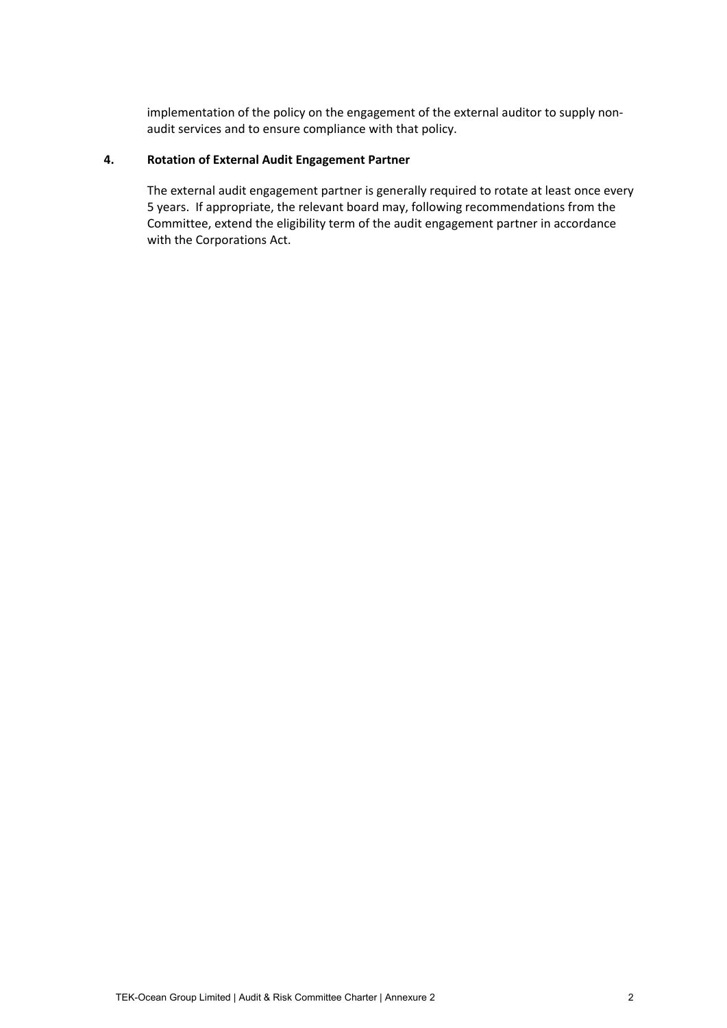implementation of the policy on the engagement of the external auditor to supply non-audit services and to ensure compliance with that policy.

## 4. Rotation of External Audit Engagement Partner

The external audit engagement partner is generally required to rotate at least once every 5 years. If appropriate, the relevant board may, following recommendations from the Committee, extend the eligibility term of the audit engagement partner in accordance with the Corporations Act.